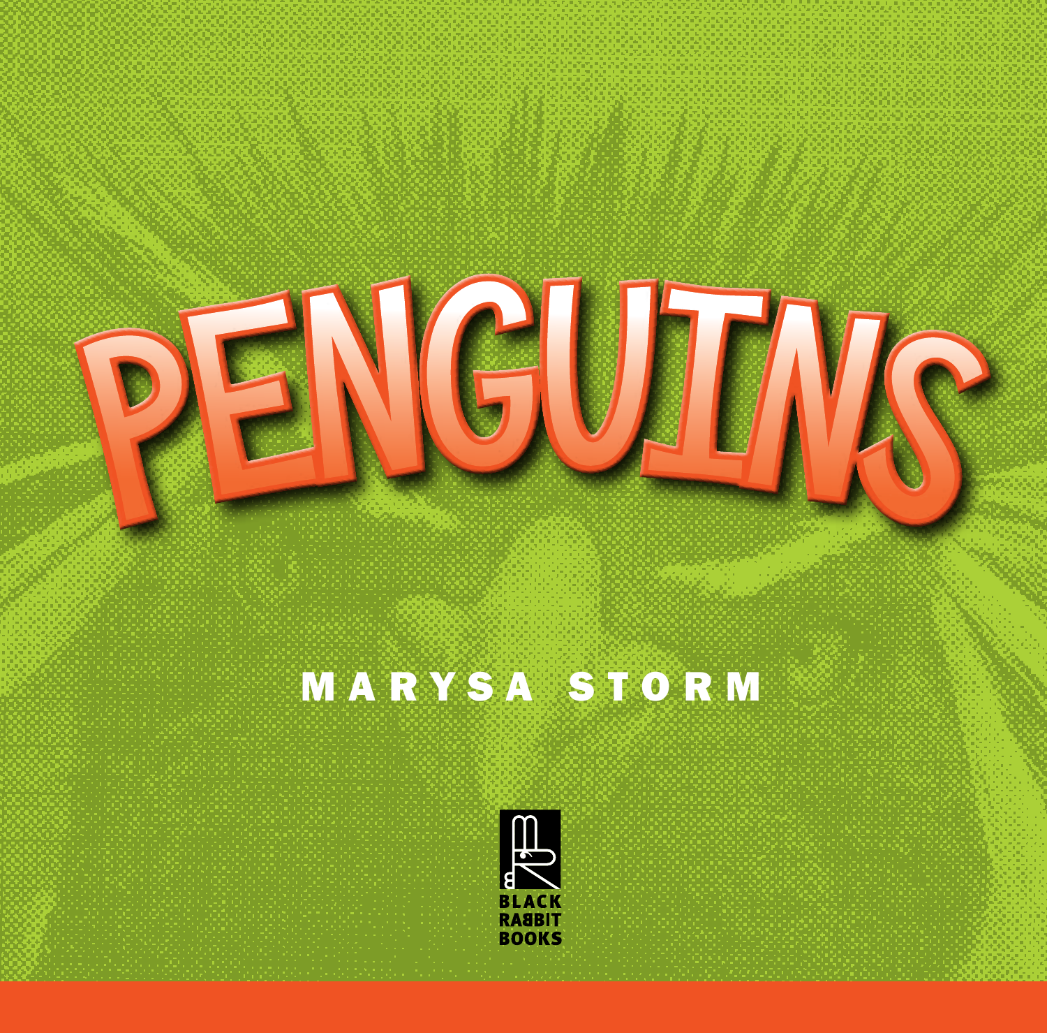# PENGUINS

MARYSA STORM

BLACK RABBIT BOOKS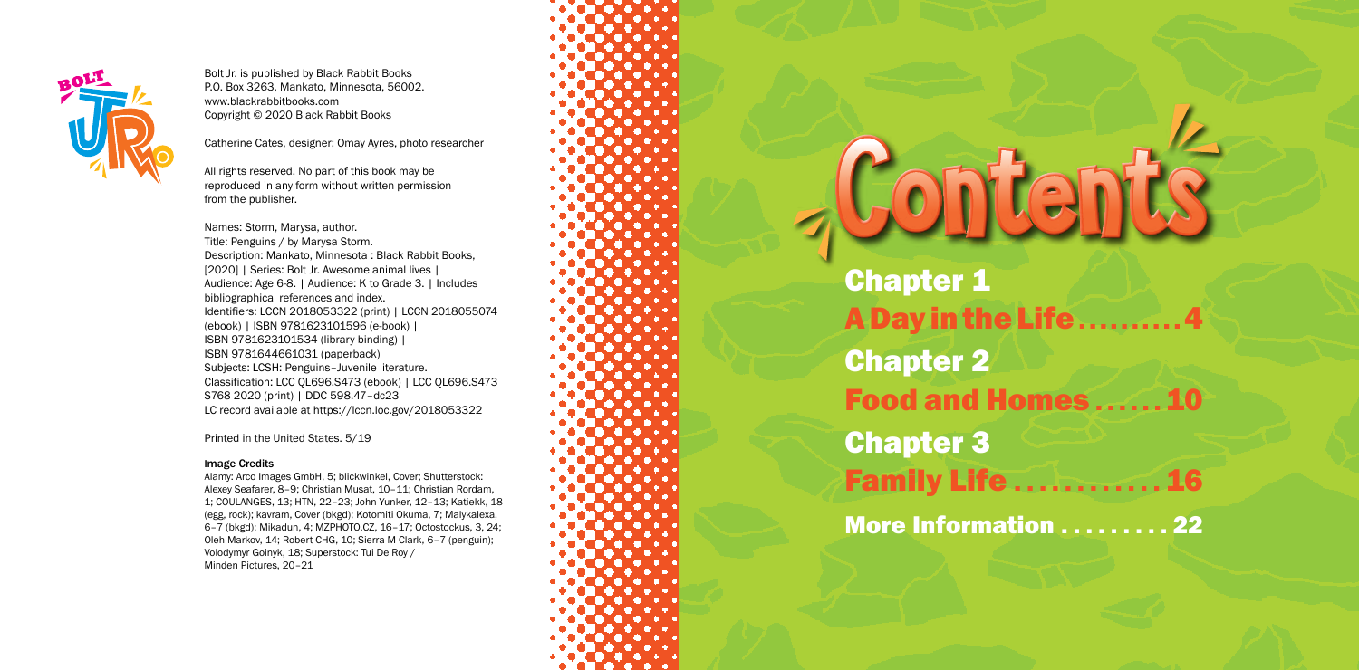Bolt Jr. is published by Black Rabbit Books
P.O. Box 3263, Mankato, Minnesota, 56002.
www.blackrabbitbooks.com
Copyright © 2020 Black Rabbit Books

Catherine Cates, designer; Omay Ayres, photo researcher

All rights reserved. No part of this book may be reproduced in any form without written permission from the publisher.

Names: Storm, Marysa, author.
Title: Penguins / by Marysa Storm.
Description: Mankato, Minnesota : Black Rabbit Books, [2020] | Series: Bolt Jr. Awesome animal lives | Audience: Age 6-8. | Audience: K to Grade 3. | Includes bibliographical references and index.
Identifiers: LCCN 2018053322 (print) | LCCN 2018055074 (ebook) | ISBN 9781623101596 (e-book) | ISBN 9781623101534 (library binding) | ISBN 9781644661031 (paperback)
Subjects: LCSH: Penguins–Juvenile literature.
Classification: LCC QL696.S473 (ebook) | LCC QL696.S473 S768 2020 (print) | DDC 598.47–dc23
LC record available at https://lccn.loc.gov/2018053322

Printed in the United States. 5/19

**Image Credits**

Alamy: Arco Images GmbH, 5; blickwinkel, Cover; Shutterstock: Alexey Seafarer, 8–9; Christian Musat, 10–11; Christian Rordam, 1; COULANGES, 13; HTN, 22–23; John Yunker, 12–13; Katiekk, 18 (egg, rock); kavram, Cover (bkgd); Kotomiti Okuma, 7; Malykalexa, 6–7 (bkgd); Mikadun, 4; MZPHOTO.CZ, 16–17; Octostockus, 3, 24; Oleh Markov, 14; Robert CHG, 10; Sierra M Clark, 6–7 (penguin); Volodymyr Goinyk, 18; Superstock: Tui De Roy / Minden Pictures, 20–21

# Contents

**Chapter 1**
**A Day in the Life . . . . . . . . . . 4**

**Chapter 2**
**Food and Homes . . . . . . 10**

**Chapter 3**
**Family Life . . . . . . . . . . . . 16**

**More Information . . . . . . . . . 22**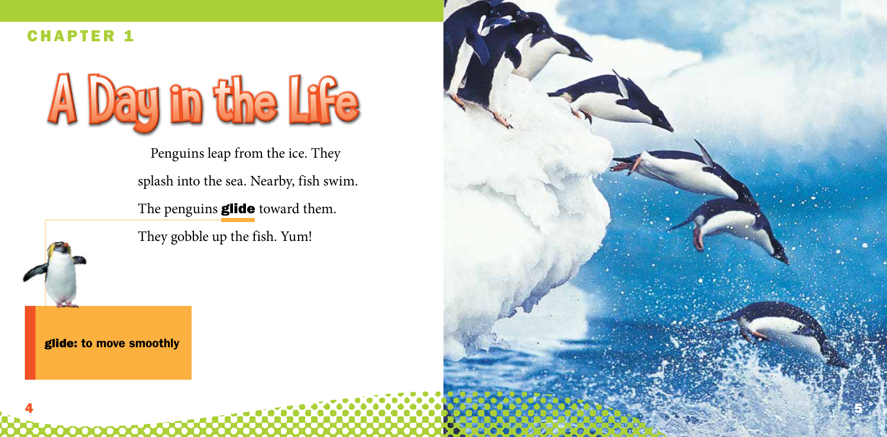CHAPTER 1

# A Day in the Life

Penguins leap from the ice. They splash into the sea. Nearby, fish swim. The penguins **glide** toward them. They gobble up the fish. Yum!

**glide: to move smoothly**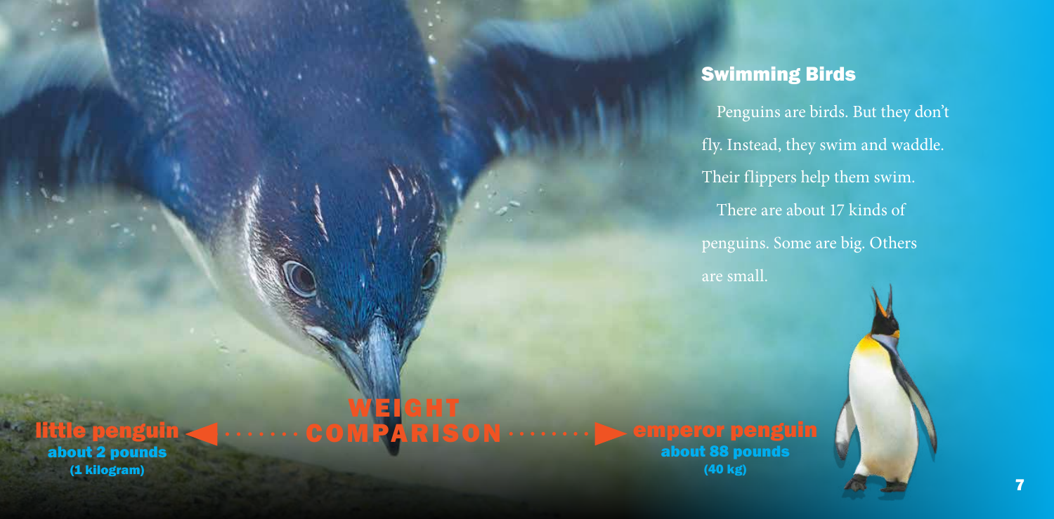## Swimming Birds

Penguins are birds. But they don't fly. Instead, they swim and waddle. Their flippers help them swim.

There are about 17 kinds of penguins. Some are big. Others are small.

WEIGHT COMPARISON

little penguin
about 2 pounds
(1 kilogram)

emperor penguin
about 88 pounds
(40 kg)